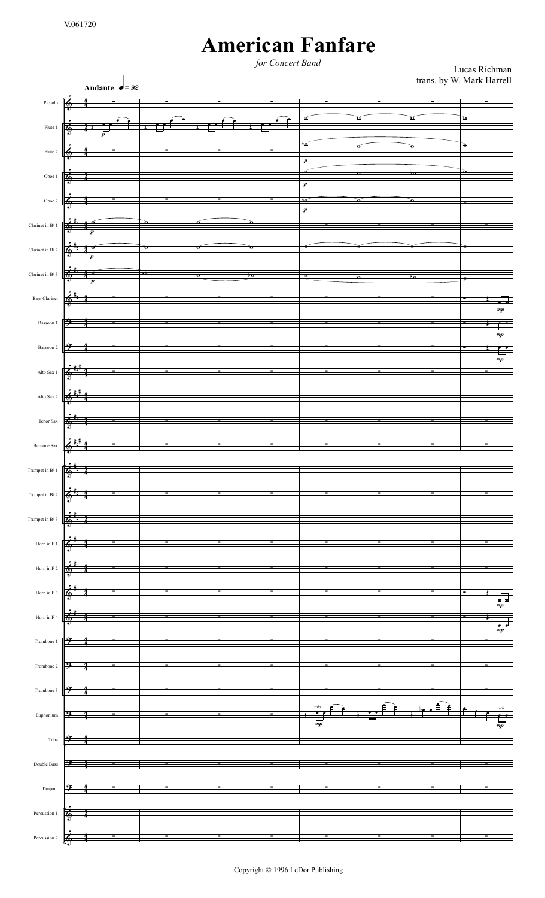# American Fanfare

*for Concert Band*

Lucas Richman
trans. by W. Mark Harrell

Copyright © 1996 LeDor Publishing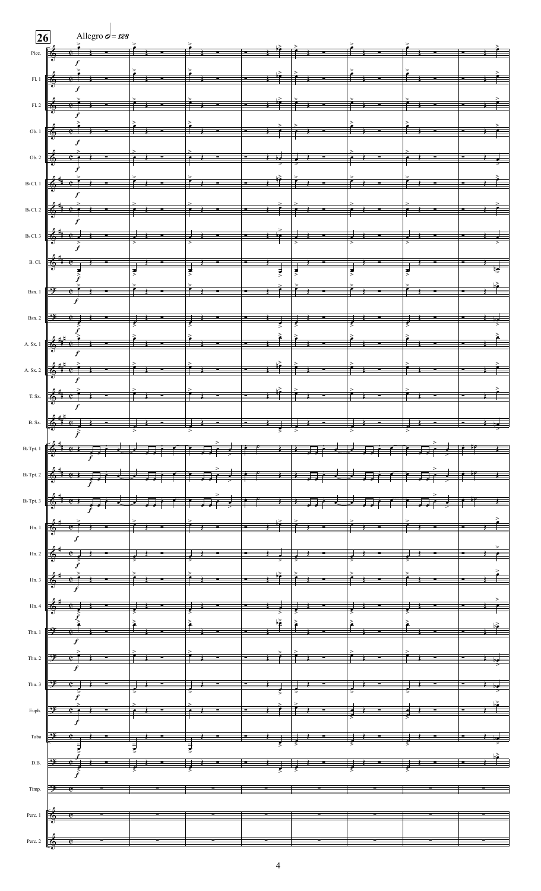**26** Allegro 𝅗𝅥 = 128

Picc.
Fl. 1
Fl. 2
Ob. 1
Ob. 2
B♭ Cl. 1
B♭ Cl. 2
B♭ Cl. 3
B. Cl.
Bsn. 1
Bsn. 2
A. Sx. 1
A. Sx. 2
T. Sx.
B. Sx.
B♭ Tpt. 1
B♭ Tpt. 2
B♭ Tpt. 3
Hn. 1
Hn. 2
Hn. 3
Hn. 4
Tbn. 1
Tbn. 2
Tbn. 3
Euph.
Tuba
D.B.
Timp.
Perc. 1
Perc. 2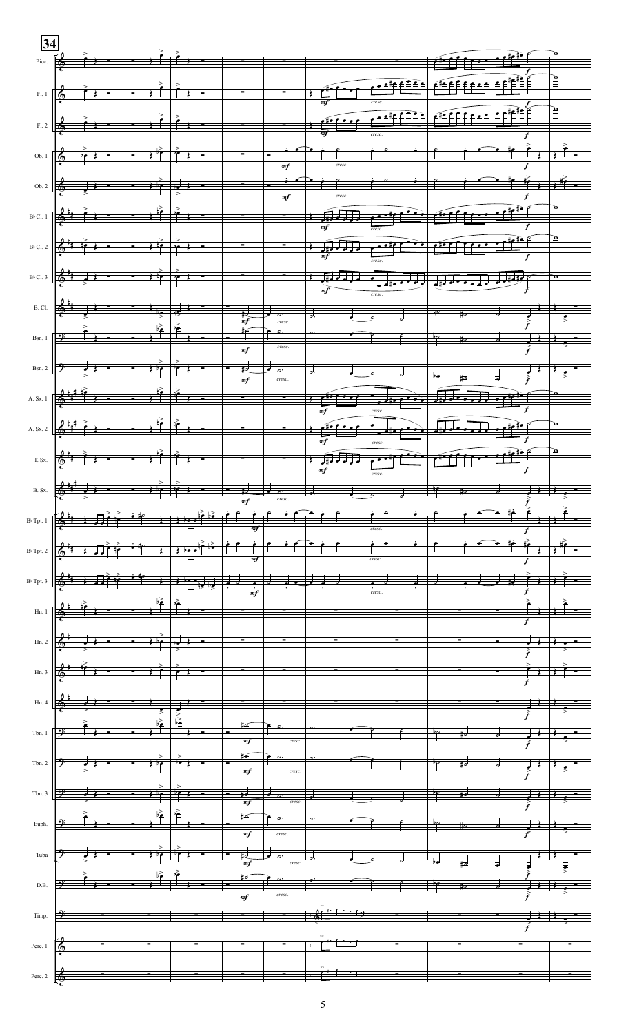**34**

Picc.

Fl. 1

Fl. 2

Ob. 1

Ob. 2

B♭ Cl. 1

B♭ Cl. 2

B♭ Cl. 3

B. Cl.

Bsn. 1

Bsn. 2

A. Sx. 1

A. Sx. 2

T. Sx.

B. Sx.

B♭ Tpt. 1

B♭ Tpt. 2

B♭ Tpt. 3

Hn. 1

Hn. 2

Hn. 3

Hn. 4

Tbn. 1

Tbn. 2

Tbn. 3

Euph.

Tuba

D.B.

Timp.

Perc. 1

Perc. 2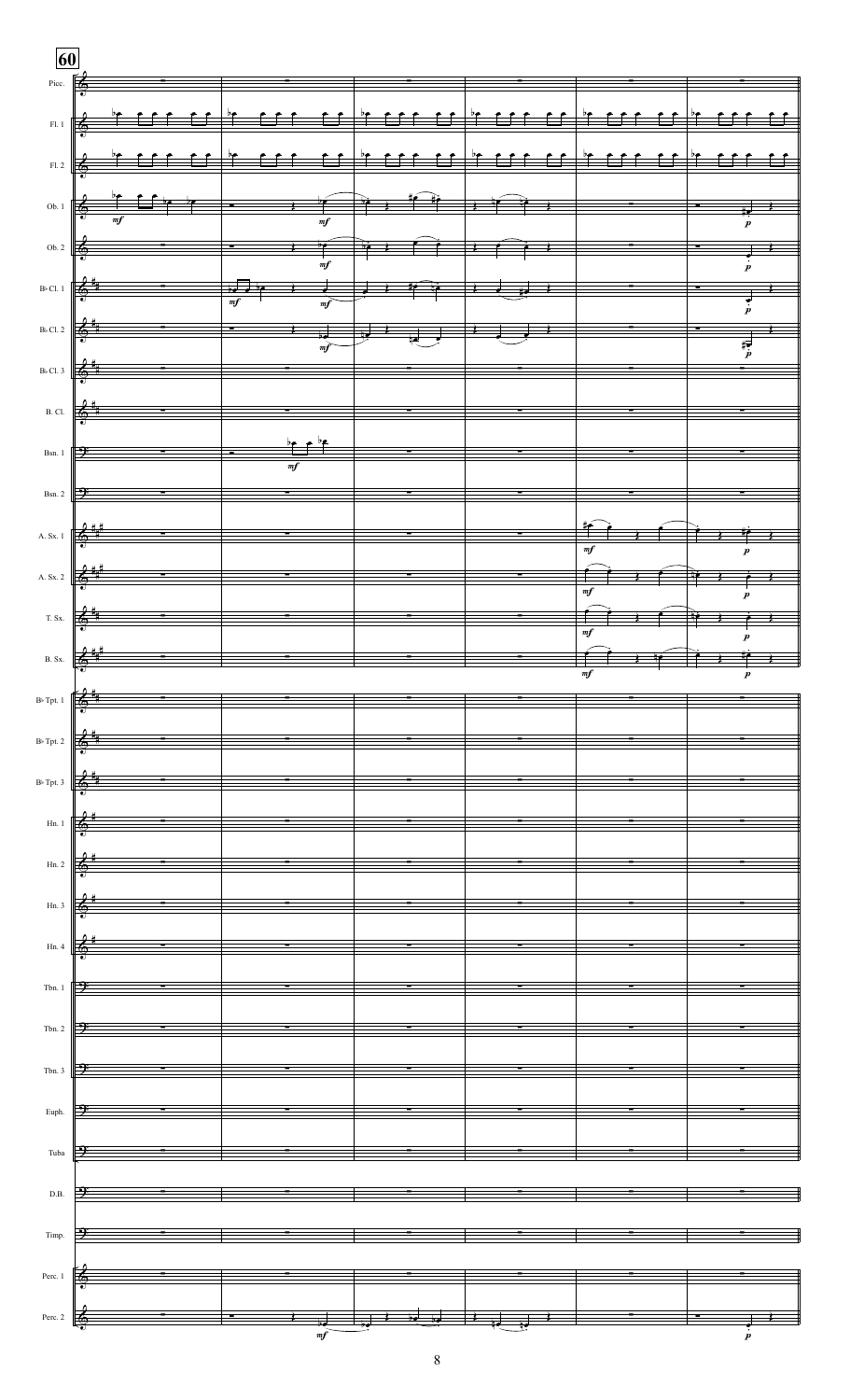60

Picc.

Fl. 1

Fl. 2

Ob. 1

Ob. 2

B♭ Cl. 1

B♭ Cl. 2

B♭ Cl. 3

B. Cl.

Bsn. 1

Bsn. 2

A. Sx. 1

A. Sx. 2

T. Sx.

B. Sx.

B♭ Tpt. 1

B♭ Tpt. 2

B♭ Tpt. 3

Hn. 1

Hn. 2

Hn. 3

Hn. 4

Tbn. 1

Tbn. 2

Tbn. 3

Euph.

Tuba

D.B.

Timp.

Perc. 1

Perc. 2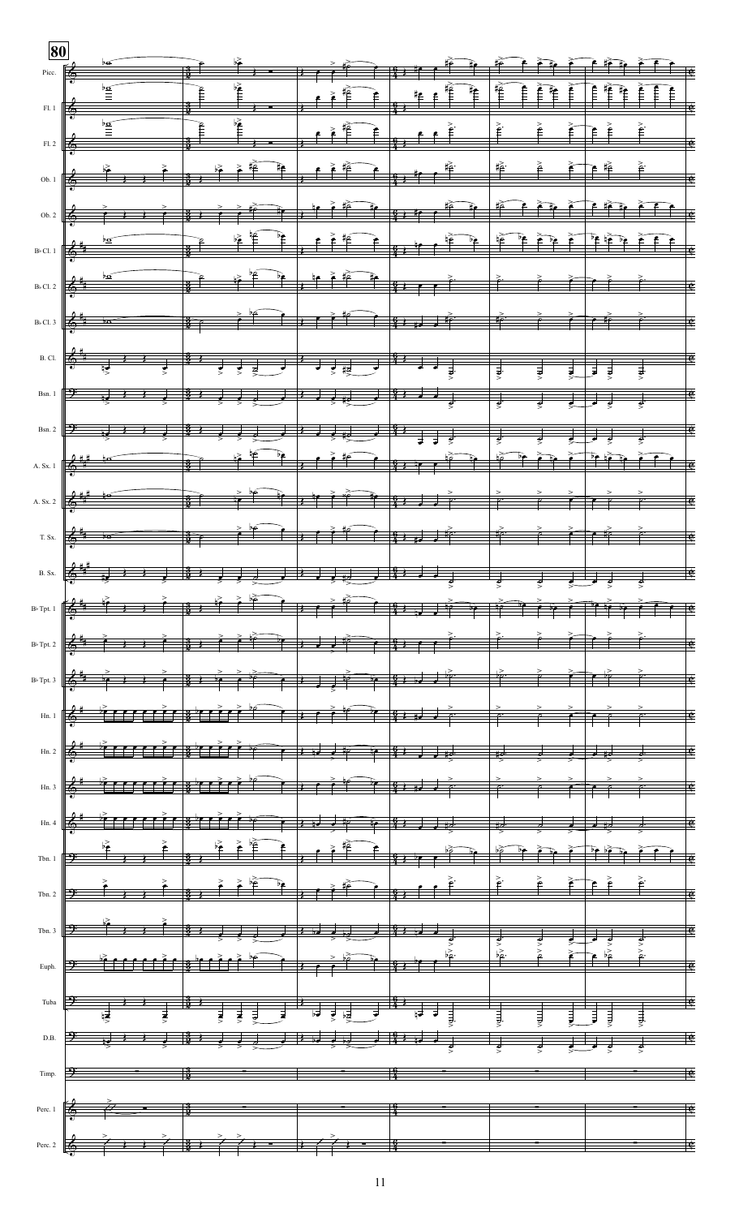**80**

Picc.

Fl. 1

Fl. 2

Ob. 1

Ob. 2

B♭ Cl. 1

B♭ Cl. 2

B♭ Cl. 3

B. Cl.

Bsn. 1

Bsn. 2

A. Sx. 1

A. Sx. 2

T. Sx.

B. Sx.

B♭ Tpt. 1

B♭ Tpt. 2

B♭ Tpt. 3

Hn. 1

Hn. 2

Hn. 3

Hn. 4

Tbn. 1

Tbn. 2

Tbn. 3

Euph.

Tuba

D.B.

Timp.

Perc. 1

Perc. 2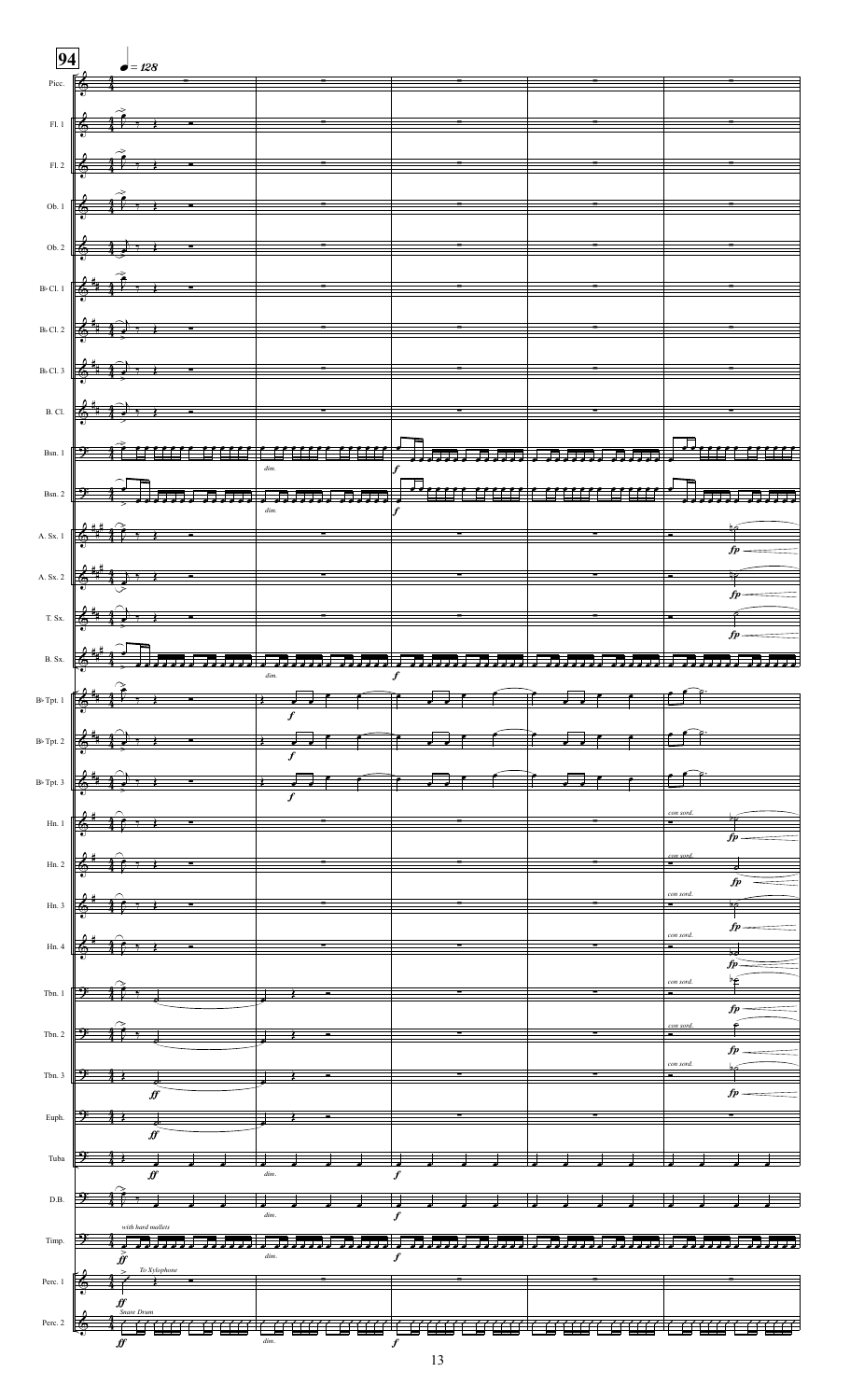**94**

♩ = 128

Picc.

Fl. 1

Fl. 2

Ob. 1

Ob. 2

B♭ Cl. 1

B♭ Cl. 2

B♭ Cl. 3

B. Cl.

Bsn. 1

Bsn. 2

A. Sx. 1

A. Sx. 2

T. Sx.

B. Sx.

B♭ Tpt. 1

B♭ Tpt. 2

B♭ Tpt. 3

Hn. 1

Hn. 2

Hn. 3

Hn. 4

Tbn. 1

Tbn. 2

Tbn. 3

Euph.

Tuba

D.B.

Timp.

Perc. 1

Perc. 2

*dim.* *f* *fp* *ff* *con sord.*

*with hard mallets*

*To Xylophone*

*Snare Drum*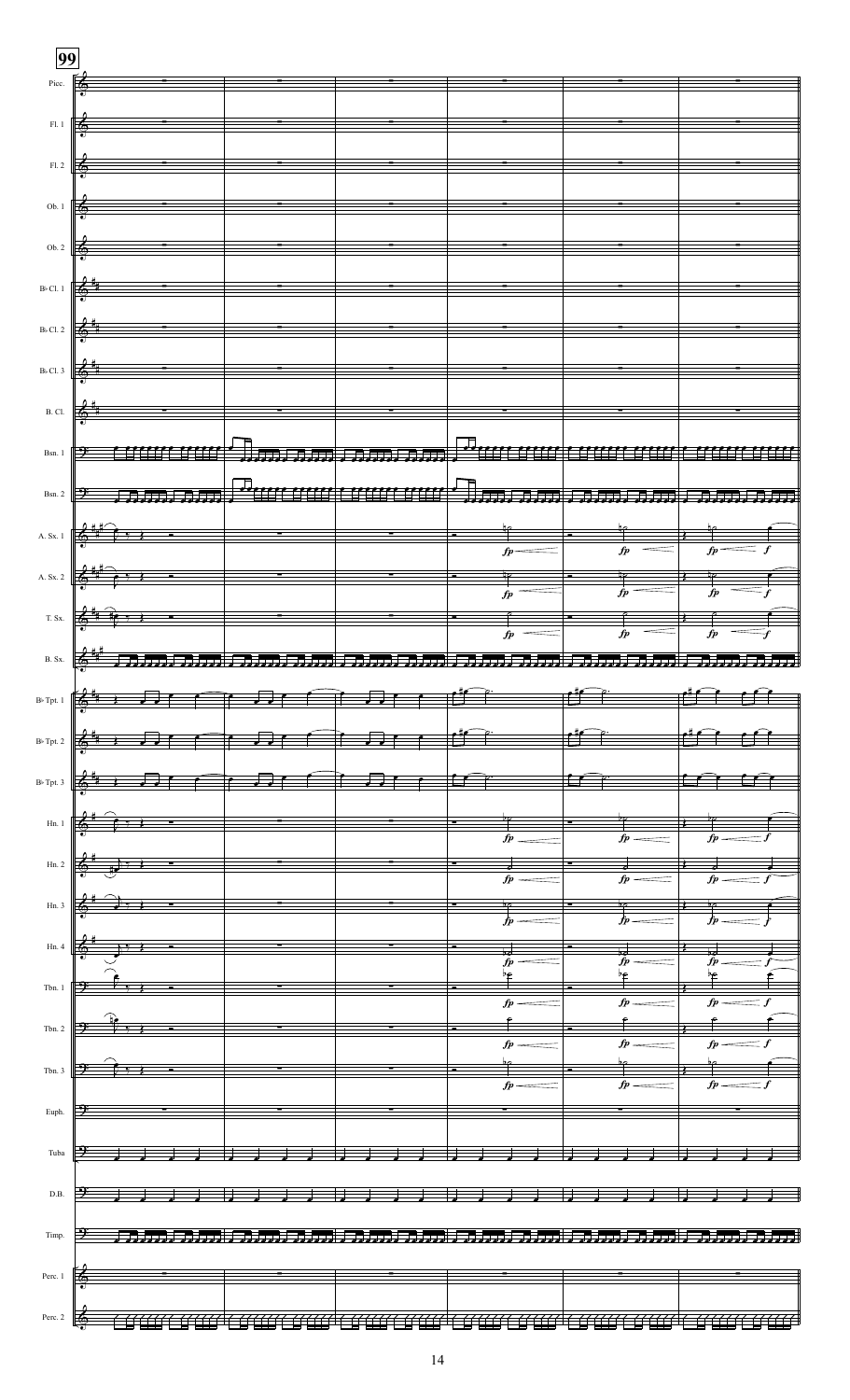99

Picc.

Fl. 1

Fl. 2

Ob. 1

Ob. 2

B♭ Cl. 1

B♭ Cl. 2

B♭ Cl. 3

B. Cl.

Bsn. 1

Bsn. 2

A. Sx. 1

A. Sx. 2

T. Sx.

B. Sx.

B♭ Tpt. 1

B♭ Tpt. 2

B♭ Tpt. 3

Hn. 1

Hn. 2

Hn. 3

Hn. 4

Tbn. 1

Tbn. 2

Tbn. 3

Euph.

Tuba

D.B.

Timp.

Perc. 1

Perc. 2